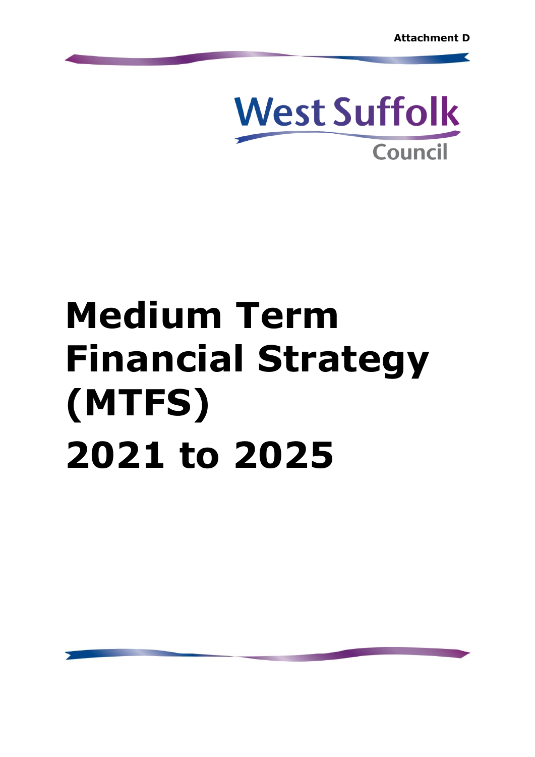Attachment D

West Suffolk
Council

# Medium Term Financial Strategy (MTFS) 2021 to 2025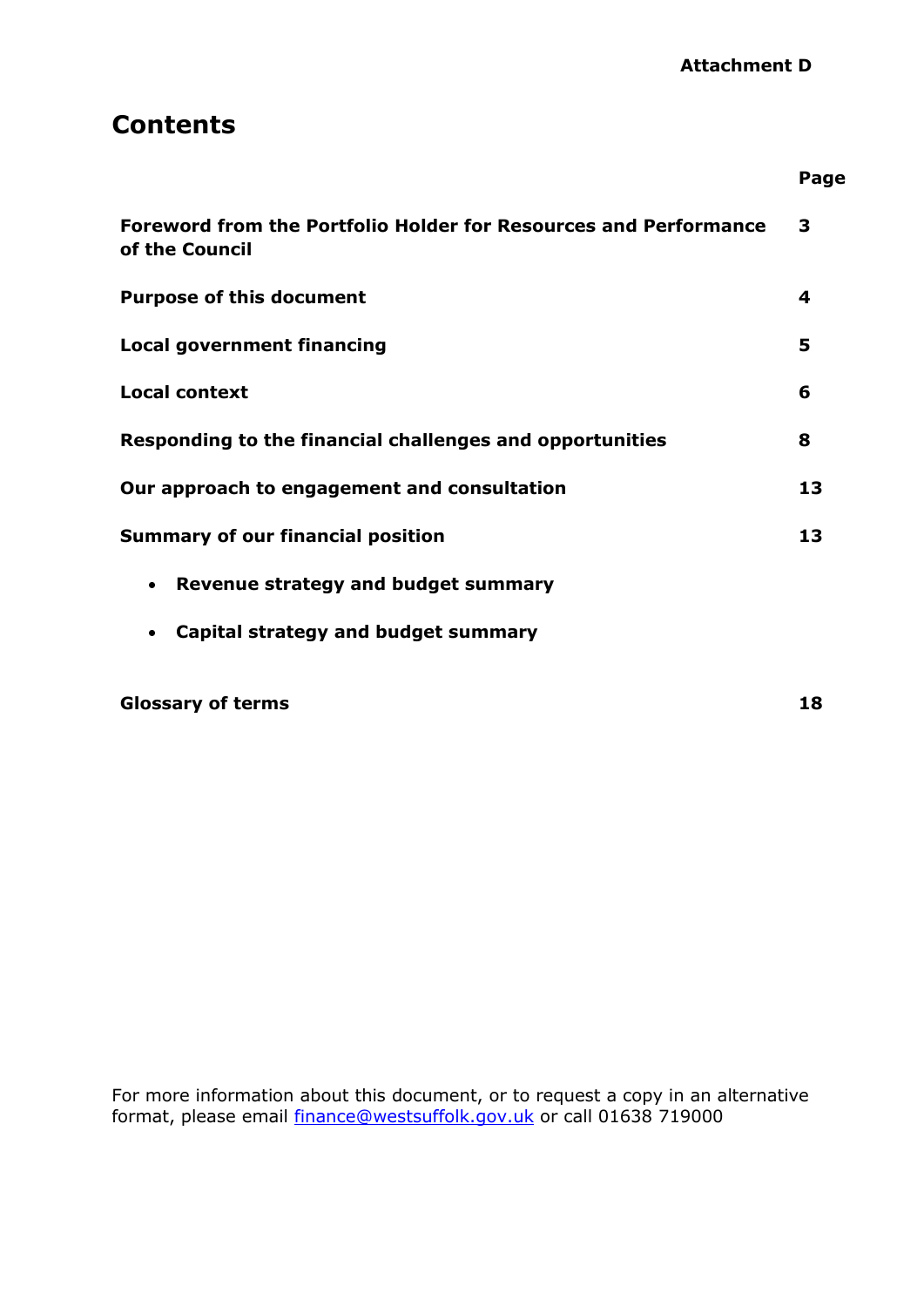**Attachment D**

# Contents

| | Page |
|---|---|
| **Foreword from the Portfolio Holder for Resources and Performance of the Council** | **3** |
| **Purpose of this document** | **4** |
| **Local government financing** | **5** |
| **Local context** | **6** |
| **Responding to the financial challenges and opportunities** | **8** |
| **Our approach to engagement and consultation** | **13** |
| **Summary of our financial position** | **13** |
| • **Revenue strategy and budget summary** | |
| • **Capital strategy and budget summary** | |
| **Glossary of terms** | **18** |

For more information about this document, or to request a copy in an alternative format, please email finance@westsuffolk.gov.uk or call 01638 719000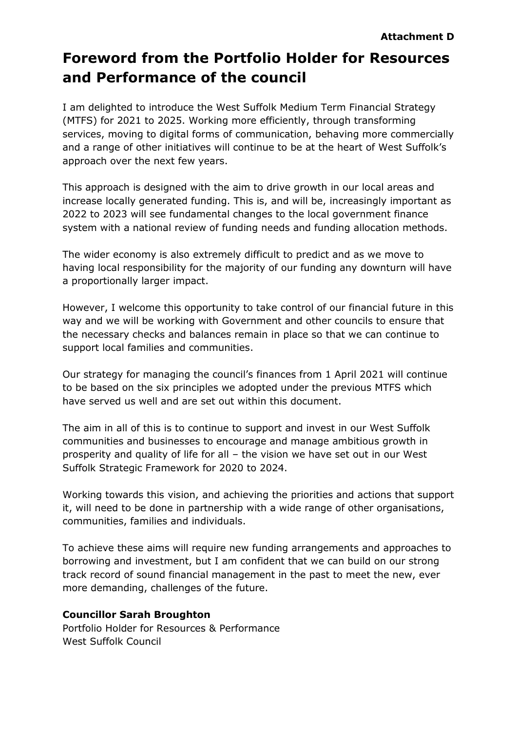**Attachment D**

# Foreword from the Portfolio Holder for Resources and Performance of the council

I am delighted to introduce the West Suffolk Medium Term Financial Strategy (MTFS) for 2021 to 2025. Working more efficiently, through transforming services, moving to digital forms of communication, behaving more commercially and a range of other initiatives will continue to be at the heart of West Suffolk's approach over the next few years.

This approach is designed with the aim to drive growth in our local areas and increase locally generated funding. This is, and will be, increasingly important as 2022 to 2023 will see fundamental changes to the local government finance system with a national review of funding needs and funding allocation methods.

The wider economy is also extremely difficult to predict and as we move to having local responsibility for the majority of our funding any downturn will have a proportionally larger impact.

However, I welcome this opportunity to take control of our financial future in this way and we will be working with Government and other councils to ensure that the necessary checks and balances remain in place so that we can continue to support local families and communities.

Our strategy for managing the council's finances from 1 April 2021 will continue to be based on the six principles we adopted under the previous MTFS which have served us well and are set out within this document.

The aim in all of this is to continue to support and invest in our West Suffolk communities and businesses to encourage and manage ambitious growth in prosperity and quality of life for all – the vision we have set out in our West Suffolk Strategic Framework for 2020 to 2024.

Working towards this vision, and achieving the priorities and actions that support it, will need to be done in partnership with a wide range of other organisations, communities, families and individuals.

To achieve these aims will require new funding arrangements and approaches to borrowing and investment, but I am confident that we can build on our strong track record of sound financial management in the past to meet the new, ever more demanding, challenges of the future.

**Councillor Sarah Broughton**
Portfolio Holder for Resources & Performance
West Suffolk Council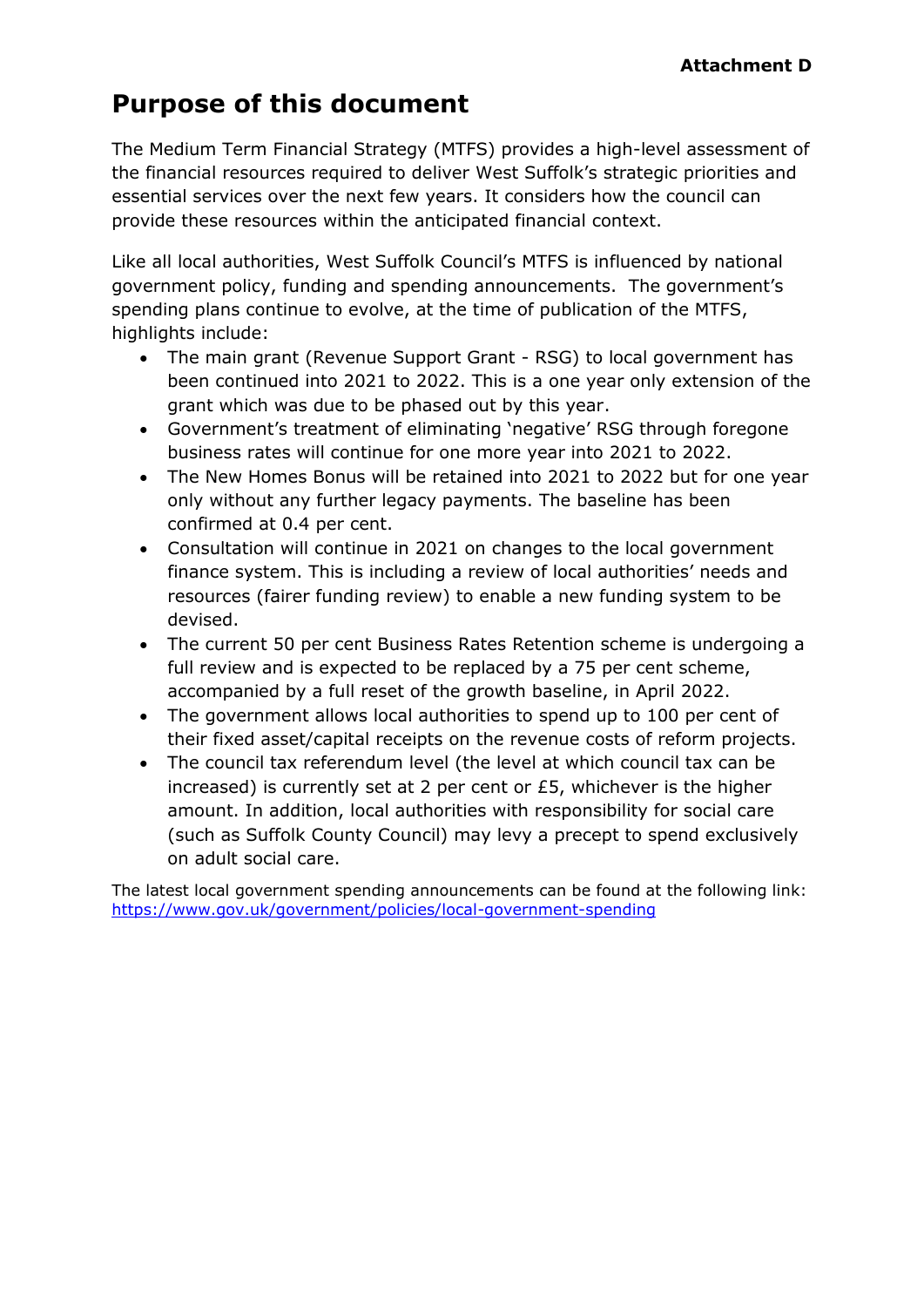**Attachment D**

# Purpose of this document

The Medium Term Financial Strategy (MTFS) provides a high-level assessment of the financial resources required to deliver West Suffolk's strategic priorities and essential services over the next few years. It considers how the council can provide these resources within the anticipated financial context.

Like all local authorities, West Suffolk Council's MTFS is influenced by national government policy, funding and spending announcements. The government's spending plans continue to evolve, at the time of publication of the MTFS, highlights include:

- The main grant (Revenue Support Grant - RSG) to local government has been continued into 2021 to 2022. This is a one year only extension of the grant which was due to be phased out by this year.
- Government's treatment of eliminating 'negative' RSG through foregone business rates will continue for one more year into 2021 to 2022.
- The New Homes Bonus will be retained into 2021 to 2022 but for one year only without any further legacy payments. The baseline has been confirmed at 0.4 per cent.
- Consultation will continue in 2021 on changes to the local government finance system. This is including a review of local authorities' needs and resources (fairer funding review) to enable a new funding system to be devised.
- The current 50 per cent Business Rates Retention scheme is undergoing a full review and is expected to be replaced by a 75 per cent scheme, accompanied by a full reset of the growth baseline, in April 2022.
- The government allows local authorities to spend up to 100 per cent of their fixed asset/capital receipts on the revenue costs of reform projects.
- The council tax referendum level (the level at which council tax can be increased) is currently set at 2 per cent or £5, whichever is the higher amount. In addition, local authorities with responsibility for social care (such as Suffolk County Council) may levy a precept to spend exclusively on adult social care.

The latest local government spending announcements can be found at the following link: https://www.gov.uk/government/policies/local-government-spending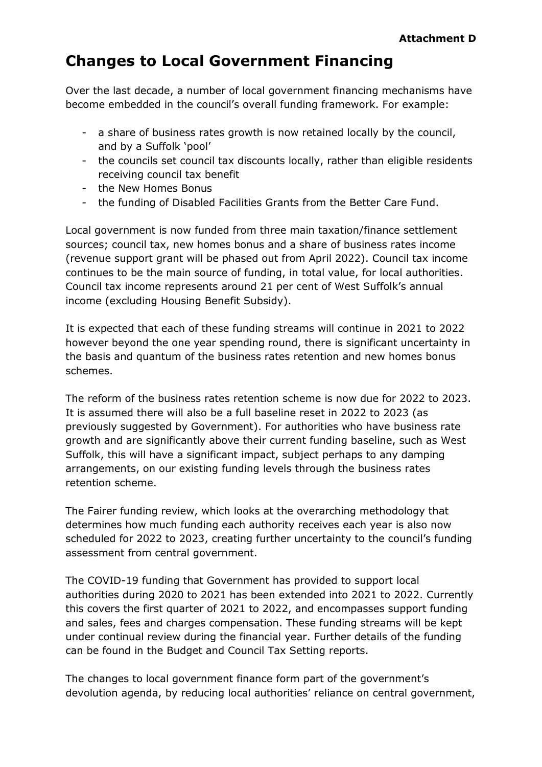**Attachment D**

# Changes to Local Government Financing

Over the last decade, a number of local government financing mechanisms have become embedded in the council's overall funding framework. For example:

- a share of business rates growth is now retained locally by the council, and by a Suffolk 'pool'
- the councils set council tax discounts locally, rather than eligible residents receiving council tax benefit
- the New Homes Bonus
- the funding of Disabled Facilities Grants from the Better Care Fund.

Local government is now funded from three main taxation/finance settlement sources; council tax, new homes bonus and a share of business rates income (revenue support grant will be phased out from April 2022). Council tax income continues to be the main source of funding, in total value, for local authorities. Council tax income represents around 21 per cent of West Suffolk's annual income (excluding Housing Benefit Subsidy).

It is expected that each of these funding streams will continue in 2021 to 2022 however beyond the one year spending round, there is significant uncertainty in the basis and quantum of the business rates retention and new homes bonus schemes.

The reform of the business rates retention scheme is now due for 2022 to 2023. It is assumed there will also be a full baseline reset in 2022 to 2023 (as previously suggested by Government). For authorities who have business rate growth and are significantly above their current funding baseline, such as West Suffolk, this will have a significant impact, subject perhaps to any damping arrangements, on our existing funding levels through the business rates retention scheme.

The Fairer funding review, which looks at the overarching methodology that determines how much funding each authority receives each year is also now scheduled for 2022 to 2023, creating further uncertainty to the council's funding assessment from central government.

The COVID-19 funding that Government has provided to support local authorities during 2020 to 2021 has been extended into 2021 to 2022. Currently this covers the first quarter of 2021 to 2022, and encompasses support funding and sales, fees and charges compensation. These funding streams will be kept under continual review during the financial year. Further details of the funding can be found in the Budget and Council Tax Setting reports.

The changes to local government finance form part of the government's devolution agenda, by reducing local authorities' reliance on central government,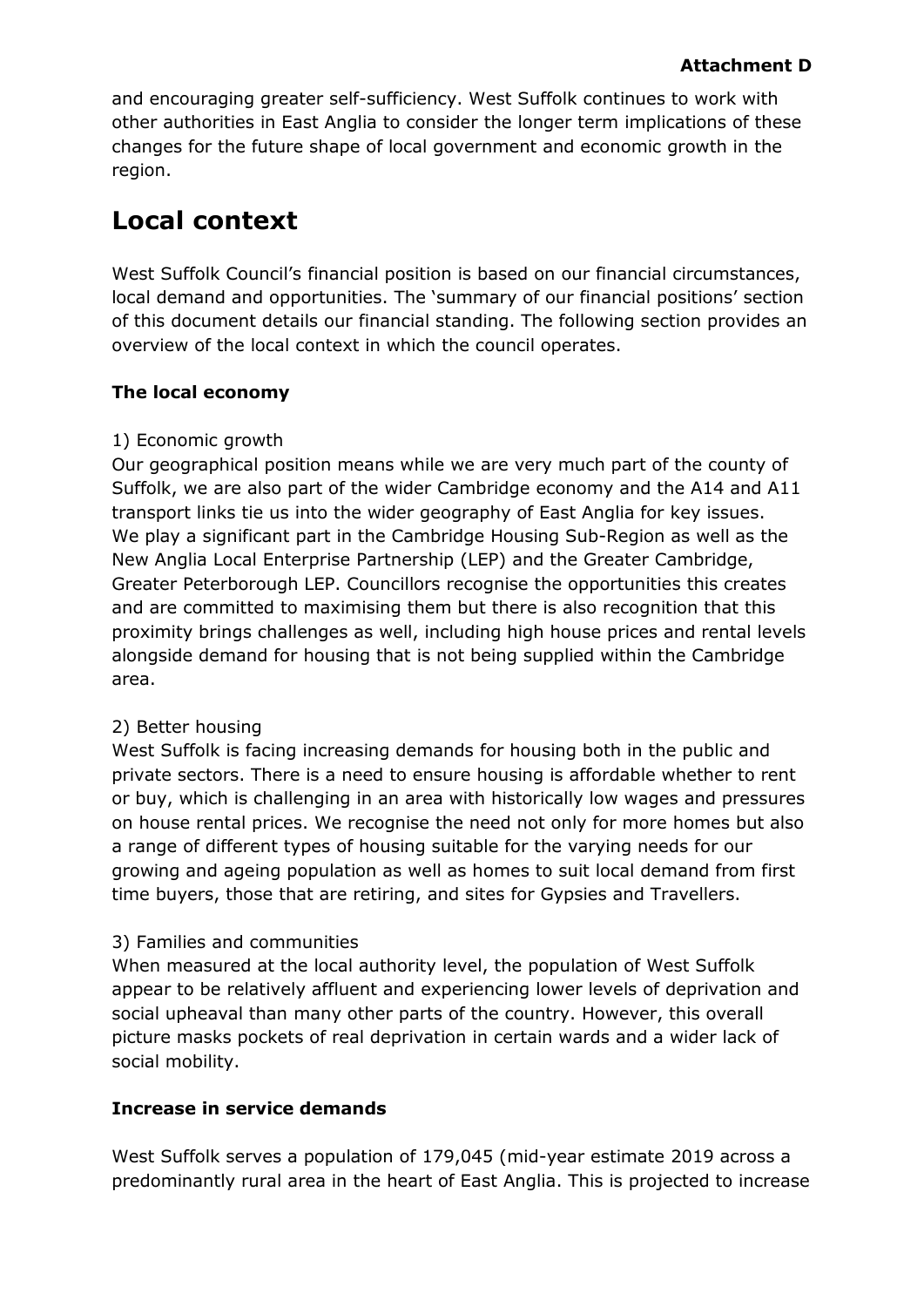and encouraging greater self-sufficiency. West Suffolk continues to work with other authorities in East Anglia to consider the longer term implications of these changes for the future shape of local government and economic growth in the region.

# Local context

West Suffolk Council's financial position is based on our financial circumstances, local demand and opportunities. The 'summary of our financial positions' section of this document details our financial standing. The following section provides an overview of the local context in which the council operates.

**The local economy**

1) Economic growth
Our geographical position means while we are very much part of the county of Suffolk, we are also part of the wider Cambridge economy and the A14 and A11 transport links tie us into the wider geography of East Anglia for key issues. We play a significant part in the Cambridge Housing Sub-Region as well as the New Anglia Local Enterprise Partnership (LEP) and the Greater Cambridge, Greater Peterborough LEP. Councillors recognise the opportunities this creates and are committed to maximising them but there is also recognition that this proximity brings challenges as well, including high house prices and rental levels alongside demand for housing that is not being supplied within the Cambridge area.

2) Better housing
West Suffolk is facing increasing demands for housing both in the public and private sectors. There is a need to ensure housing is affordable whether to rent or buy, which is challenging in an area with historically low wages and pressures on house rental prices. We recognise the need not only for more homes but also a range of different types of housing suitable for the varying needs for our growing and ageing population as well as homes to suit local demand from first time buyers, those that are retiring, and sites for Gypsies and Travellers.

3) Families and communities
When measured at the local authority level, the population of West Suffolk appear to be relatively affluent and experiencing lower levels of deprivation and social upheaval than many other parts of the country. However, this overall picture masks pockets of real deprivation in certain wards and a wider lack of social mobility.

**Increase in service demands**

West Suffolk serves a population of 179,045 (mid-year estimate 2019 across a predominantly rural area in the heart of East Anglia. This is projected to increase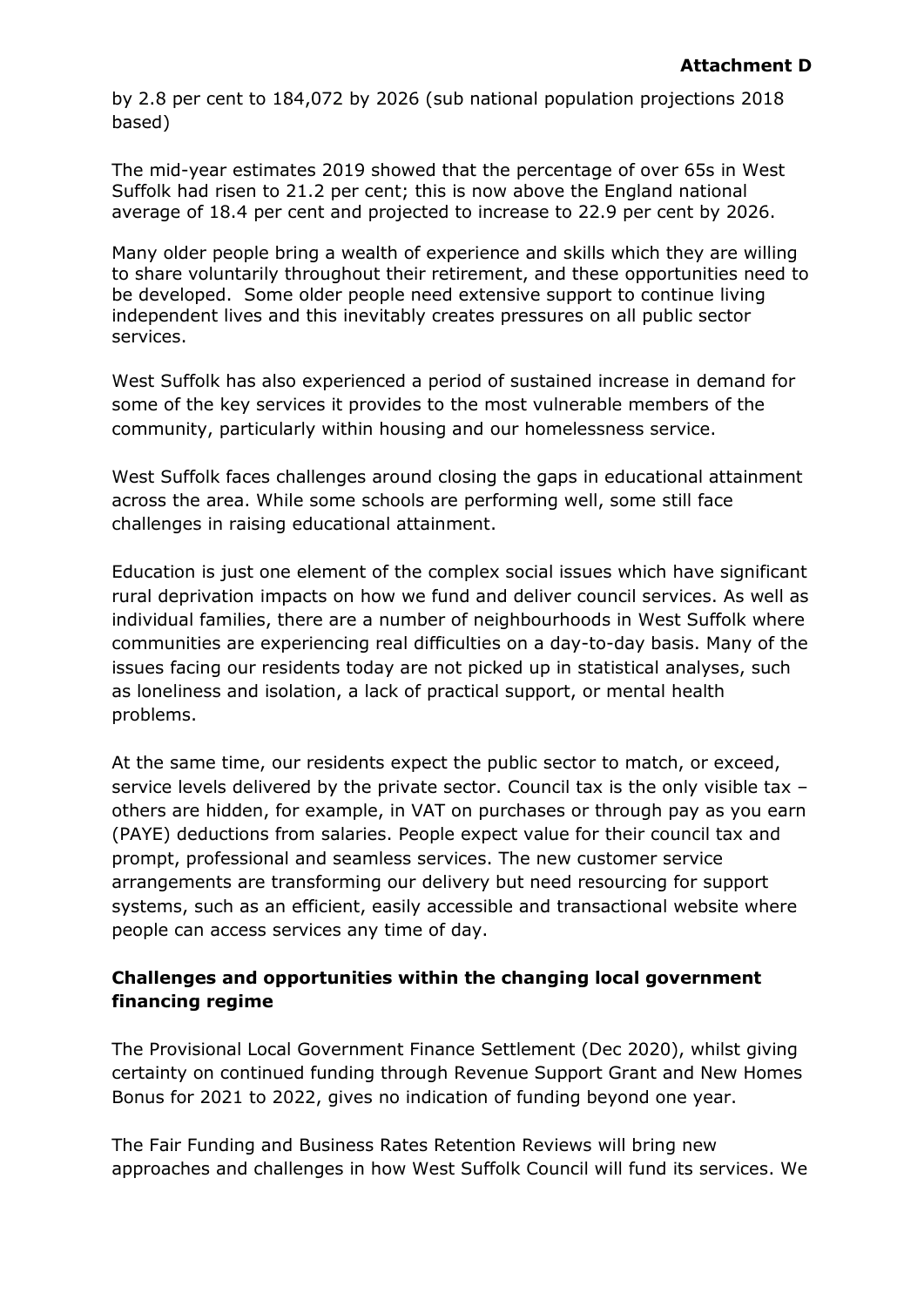by 2.8 per cent to 184,072 by 2026 (sub national population projections 2018 based)

The mid-year estimates 2019 showed that the percentage of over 65s in West Suffolk had risen to 21.2 per cent; this is now above the England national average of 18.4 per cent and projected to increase to 22.9 per cent by 2026.

Many older people bring a wealth of experience and skills which they are willing to share voluntarily throughout their retirement, and these opportunities need to be developed. Some older people need extensive support to continue living independent lives and this inevitably creates pressures on all public sector services.

West Suffolk has also experienced a period of sustained increase in demand for some of the key services it provides to the most vulnerable members of the community, particularly within housing and our homelessness service.

West Suffolk faces challenges around closing the gaps in educational attainment across the area. While some schools are performing well, some still face challenges in raising educational attainment.

Education is just one element of the complex social issues which have significant rural deprivation impacts on how we fund and deliver council services. As well as individual families, there are a number of neighbourhoods in West Suffolk where communities are experiencing real difficulties on a day-to-day basis. Many of the issues facing our residents today are not picked up in statistical analyses, such as loneliness and isolation, a lack of practical support, or mental health problems.

At the same time, our residents expect the public sector to match, or exceed, service levels delivered by the private sector. Council tax is the only visible tax – others are hidden, for example, in VAT on purchases or through pay as you earn (PAYE) deductions from salaries. People expect value for their council tax and prompt, professional and seamless services. The new customer service arrangements are transforming our delivery but need resourcing for support systems, such as an efficient, easily accessible and transactional website where people can access services any time of day.

**Challenges and opportunities within the changing local government financing regime**

The Provisional Local Government Finance Settlement (Dec 2020), whilst giving certainty on continued funding through Revenue Support Grant and New Homes Bonus for 2021 to 2022, gives no indication of funding beyond one year.

The Fair Funding and Business Rates Retention Reviews will bring new approaches and challenges in how West Suffolk Council will fund its services. We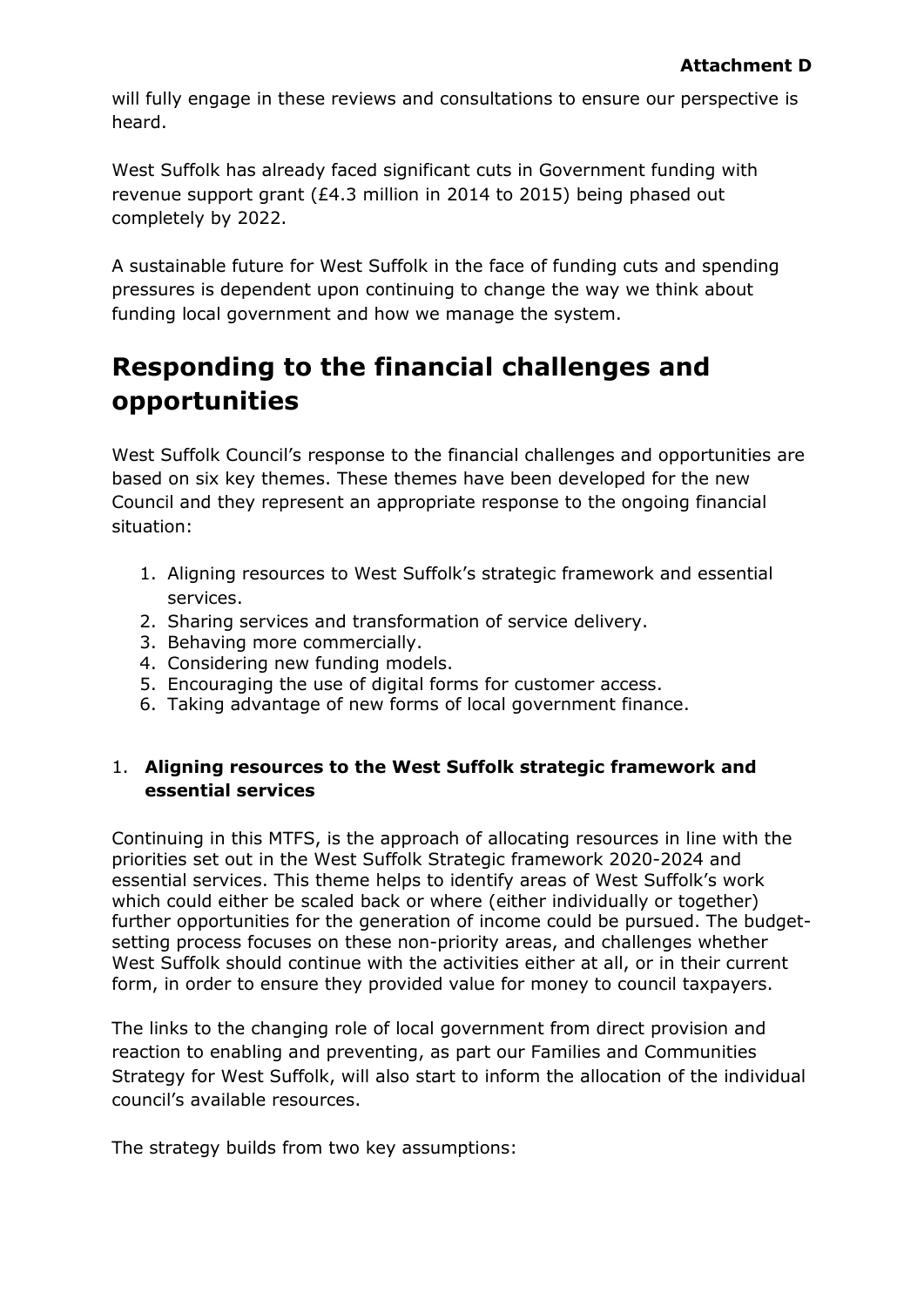will fully engage in these reviews and consultations to ensure our perspective is heard.

West Suffolk has already faced significant cuts in Government funding with revenue support grant (£4.3 million in 2014 to 2015) being phased out completely by 2022.

A sustainable future for West Suffolk in the face of funding cuts and spending pressures is dependent upon continuing to change the way we think about funding local government and how we manage the system.

# Responding to the financial challenges and opportunities

West Suffolk Council's response to the financial challenges and opportunities are based on six key themes. These themes have been developed for the new Council and they represent an appropriate response to the ongoing financial situation:

1. Aligning resources to West Suffolk's strategic framework and essential services.
2. Sharing services and transformation of service delivery.
3. Behaving more commercially.
4. Considering new funding models.
5. Encouraging the use of digital forms for customer access.
6. Taking advantage of new forms of local government finance.

### 1. **Aligning resources to the West Suffolk strategic framework and essential services**

Continuing in this MTFS, is the approach of allocating resources in line with the priorities set out in the West Suffolk Strategic framework 2020-2024 and essential services. This theme helps to identify areas of West Suffolk's work which could either be scaled back or where (either individually or together) further opportunities for the generation of income could be pursued. The budget-setting process focuses on these non-priority areas, and challenges whether West Suffolk should continue with the activities either at all, or in their current form, in order to ensure they provided value for money to council taxpayers.

The links to the changing role of local government from direct provision and reaction to enabling and preventing, as part our Families and Communities Strategy for West Suffolk, will also start to inform the allocation of the individual council's available resources.

The strategy builds from two key assumptions: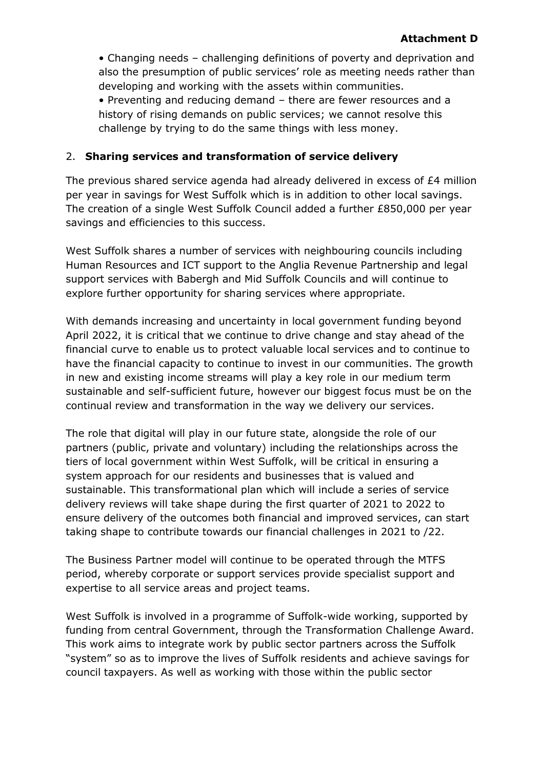• Changing needs – challenging definitions of poverty and deprivation and also the presumption of public services' role as meeting needs rather than developing and working with the assets within communities.
• Preventing and reducing demand – there are fewer resources and a history of rising demands on public services; we cannot resolve this challenge by trying to do the same things with less money.

## 2. **Sharing services and transformation of service delivery**

The previous shared service agenda had already delivered in excess of £4 million per year in savings for West Suffolk which is in addition to other local savings. The creation of a single West Suffolk Council added a further £850,000 per year savings and efficiencies to this success.

West Suffolk shares a number of services with neighbouring councils including Human Resources and ICT support to the Anglia Revenue Partnership and legal support services with Babergh and Mid Suffolk Councils and will continue to explore further opportunity for sharing services where appropriate.

With demands increasing and uncertainty in local government funding beyond April 2022, it is critical that we continue to drive change and stay ahead of the financial curve to enable us to protect valuable local services and to continue to have the financial capacity to continue to invest in our communities. The growth in new and existing income streams will play a key role in our medium term sustainable and self-sufficient future, however our biggest focus must be on the continual review and transformation in the way we delivery our services.

The role that digital will play in our future state, alongside the role of our partners (public, private and voluntary) including the relationships across the tiers of local government within West Suffolk, will be critical in ensuring a system approach for our residents and businesses that is valued and sustainable. This transformational plan which will include a series of service delivery reviews will take shape during the first quarter of 2021 to 2022 to ensure delivery of the outcomes both financial and improved services, can start taking shape to contribute towards our financial challenges in 2021 to /22.

The Business Partner model will continue to be operated through the MTFS period, whereby corporate or support services provide specialist support and expertise to all service areas and project teams.

West Suffolk is involved in a programme of Suffolk-wide working, supported by funding from central Government, through the Transformation Challenge Award. This work aims to integrate work by public sector partners across the Suffolk "system" so as to improve the lives of Suffolk residents and achieve savings for council taxpayers. As well as working with those within the public sector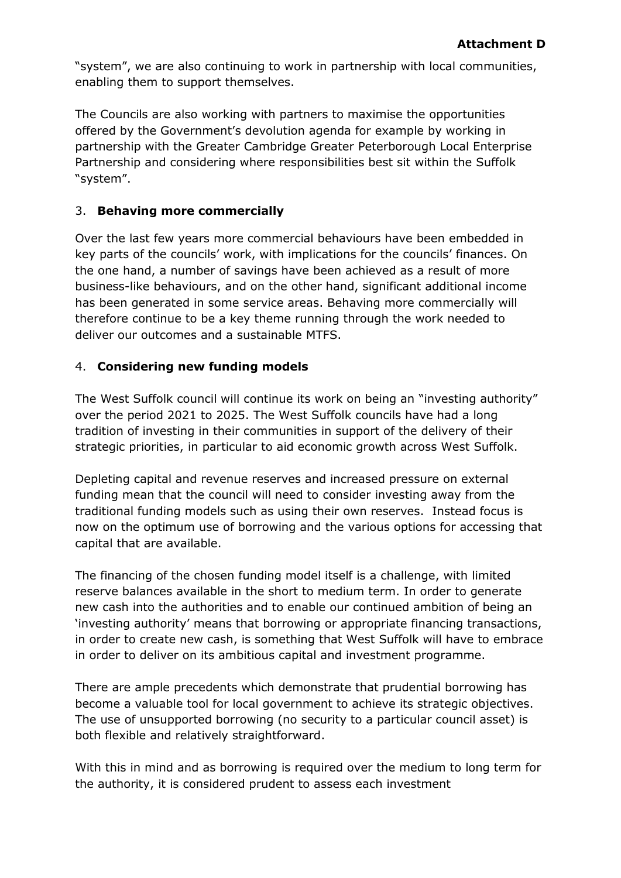"system", we are also continuing to work in partnership with local communities, enabling them to support themselves.

The Councils are also working with partners to maximise the opportunities offered by the Government's devolution agenda for example by working in partnership with the Greater Cambridge Greater Peterborough Local Enterprise Partnership and considering where responsibilities best sit within the Suffolk "system".

3. **Behaving more commercially**

Over the last few years more commercial behaviours have been embedded in key parts of the councils' work, with implications for the councils' finances. On the one hand, a number of savings have been achieved as a result of more business-like behaviours, and on the other hand, significant additional income has been generated in some service areas. Behaving more commercially will therefore continue to be a key theme running through the work needed to deliver our outcomes and a sustainable MTFS.

4. **Considering new funding models**

The West Suffolk council will continue its work on being an "investing authority" over the period 2021 to 2025. The West Suffolk councils have had a long tradition of investing in their communities in support of the delivery of their strategic priorities, in particular to aid economic growth across West Suffolk.

Depleting capital and revenue reserves and increased pressure on external funding mean that the council will need to consider investing away from the traditional funding models such as using their own reserves. Instead focus is now on the optimum use of borrowing and the various options for accessing that capital that are available.

The financing of the chosen funding model itself is a challenge, with limited reserve balances available in the short to medium term. In order to generate new cash into the authorities and to enable our continued ambition of being an 'investing authority' means that borrowing or appropriate financing transactions, in order to create new cash, is something that West Suffolk will have to embrace in order to deliver on its ambitious capital and investment programme.

There are ample precedents which demonstrate that prudential borrowing has become a valuable tool for local government to achieve its strategic objectives. The use of unsupported borrowing (no security to a particular council asset) is both flexible and relatively straightforward.

With this in mind and as borrowing is required over the medium to long term for the authority, it is considered prudent to assess each investment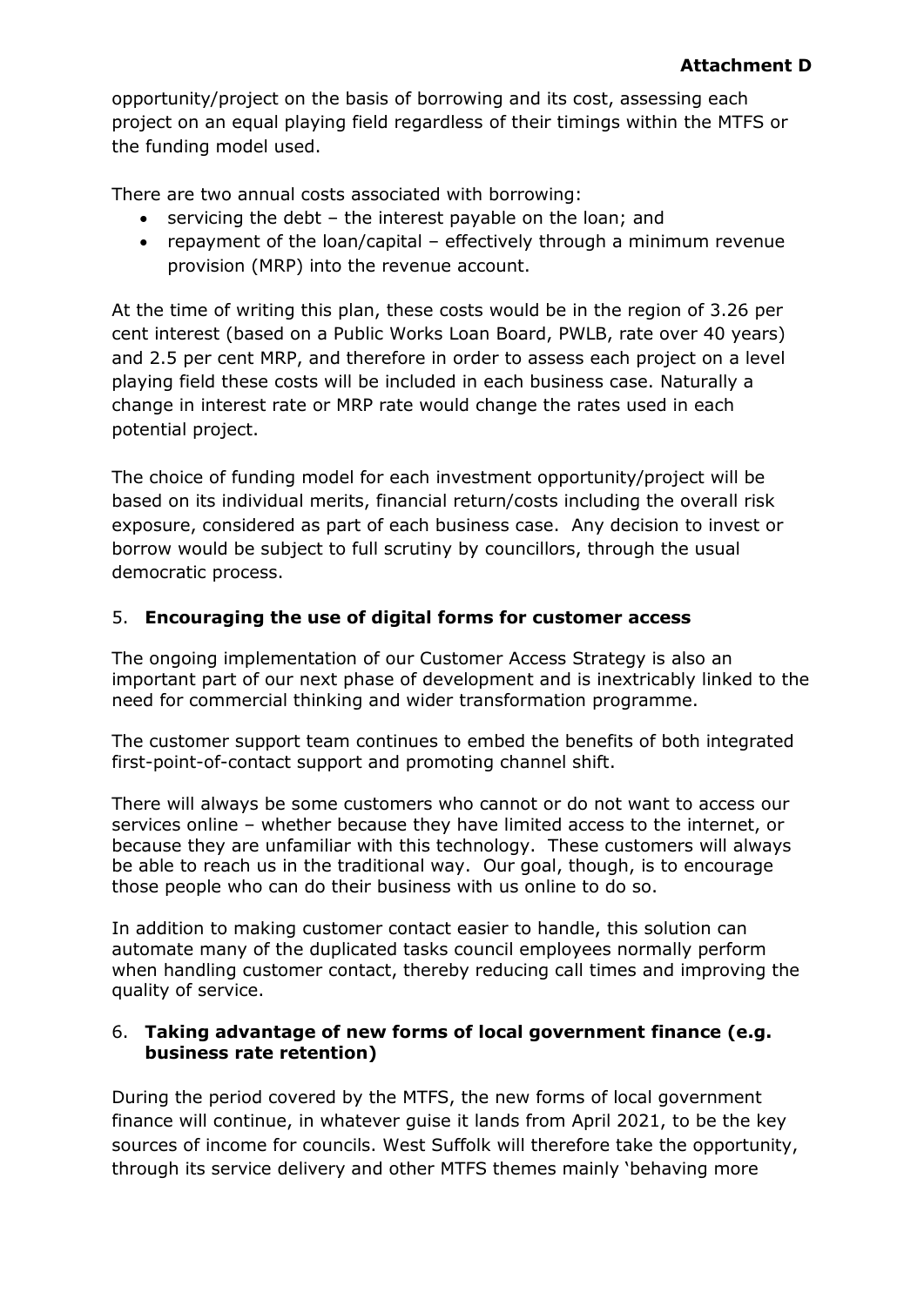opportunity/project on the basis of borrowing and its cost, assessing each project on an equal playing field regardless of their timings within the MTFS or the funding model used.

There are two annual costs associated with borrowing:

- servicing the debt – the interest payable on the loan; and
- repayment of the loan/capital – effectively through a minimum revenue provision (MRP) into the revenue account.

At the time of writing this plan, these costs would be in the region of 3.26 per cent interest (based on a Public Works Loan Board, PWLB, rate over 40 years) and 2.5 per cent MRP, and therefore in order to assess each project on a level playing field these costs will be included in each business case. Naturally a change in interest rate or MRP rate would change the rates used in each potential project.

The choice of funding model for each investment opportunity/project will be based on its individual merits, financial return/costs including the overall risk exposure, considered as part of each business case. Any decision to invest or borrow would be subject to full scrutiny by councillors, through the usual democratic process.

5. **Encouraging the use of digital forms for customer access**

The ongoing implementation of our Customer Access Strategy is also an important part of our next phase of development and is inextricably linked to the need for commercial thinking and wider transformation programme.

The customer support team continues to embed the benefits of both integrated first-point-of-contact support and promoting channel shift.

There will always be some customers who cannot or do not want to access our services online – whether because they have limited access to the internet, or because they are unfamiliar with this technology. These customers will always be able to reach us in the traditional way. Our goal, though, is to encourage those people who can do their business with us online to do so.

In addition to making customer contact easier to handle, this solution can automate many of the duplicated tasks council employees normally perform when handling customer contact, thereby reducing call times and improving the quality of service.

6. **Taking advantage of new forms of local government finance (e.g. business rate retention)**

During the period covered by the MTFS, the new forms of local government finance will continue, in whatever guise it lands from April 2021, to be the key sources of income for councils. West Suffolk will therefore take the opportunity, through its service delivery and other MTFS themes mainly 'behaving more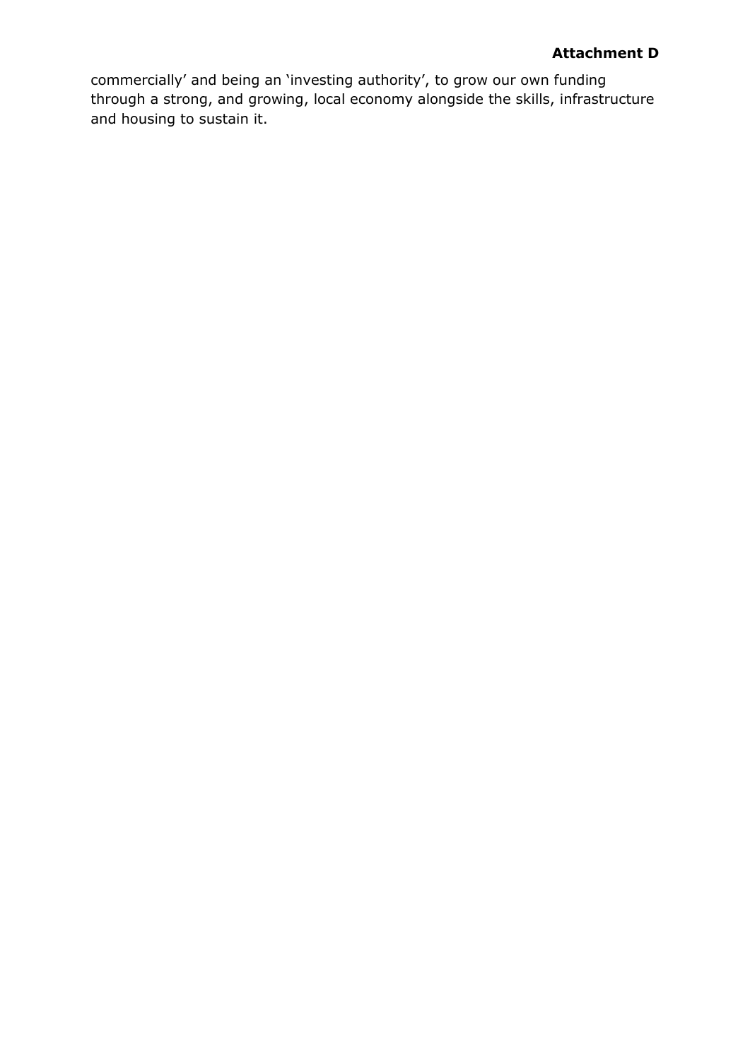commercially' and being an 'investing authority', to grow our own funding through a strong, and growing, local economy alongside the skills, infrastructure and housing to sustain it.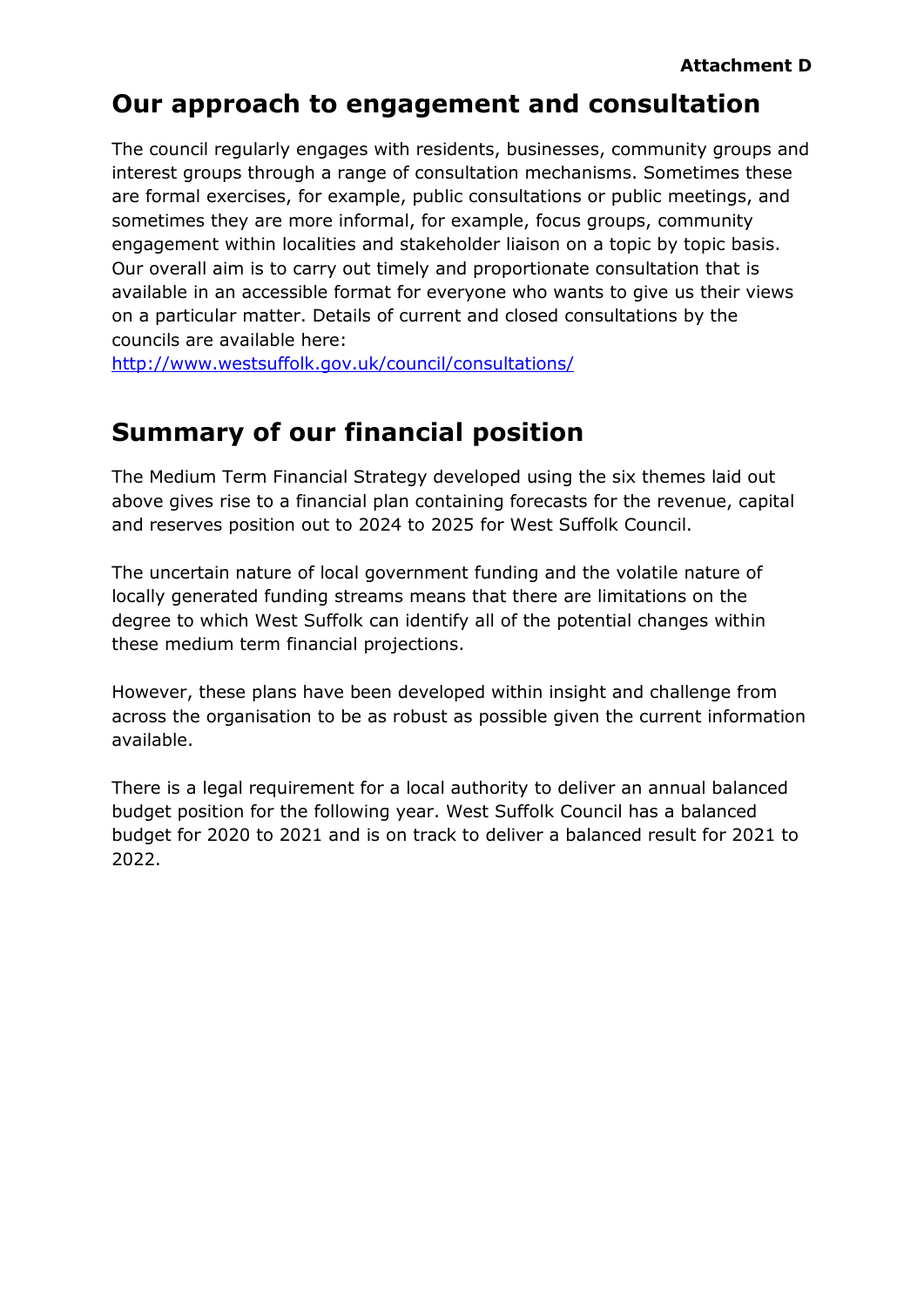**Attachment D**

## Our approach to engagement and consultation

The council regularly engages with residents, businesses, community groups and interest groups through a range of consultation mechanisms. Sometimes these are formal exercises, for example, public consultations or public meetings, and sometimes they are more informal, for example, focus groups, community engagement within localities and stakeholder liaison on a topic by topic basis. Our overall aim is to carry out timely and proportionate consultation that is available in an accessible format for everyone who wants to give us their views on a particular matter. Details of current and closed consultations by the councils are available here:
[http://www.westsuffolk.gov.uk/council/consultations/](http://www.westsuffolk.gov.uk/council/consultations/)

## Summary of our financial position

The Medium Term Financial Strategy developed using the six themes laid out above gives rise to a financial plan containing forecasts for the revenue, capital and reserves position out to 2024 to 2025 for West Suffolk Council.

The uncertain nature of local government funding and the volatile nature of locally generated funding streams means that there are limitations on the degree to which West Suffolk can identify all of the potential changes within these medium term financial projections.

However, these plans have been developed within insight and challenge from across the organisation to be as robust as possible given the current information available.

There is a legal requirement for a local authority to deliver an annual balanced budget position for the following year. West Suffolk Council has a balanced budget for 2020 to 2021 and is on track to deliver a balanced result for 2021 to 2022.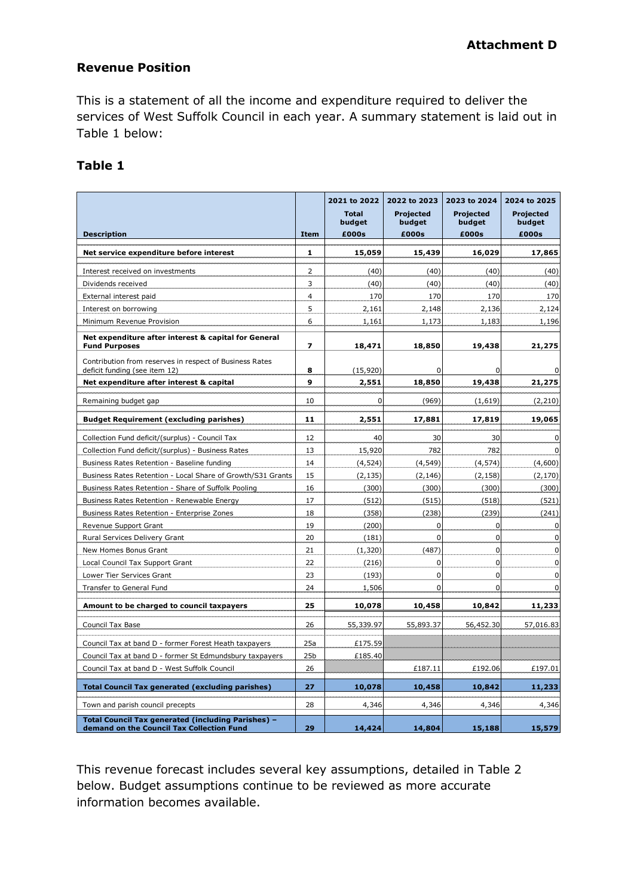**Attachment D**

## Revenue Position

This is a statement of all the income and expenditure required to deliver the services of West Suffolk Council in each year. A summary statement is laid out in Table 1 below:

### Table 1

| Description | Item | 2021 to 2022 Total budget £000s | 2022 to 2023 Projected budget £000s | 2023 to 2024 Projected budget £000s | 2024 to 2025 Projected budget £000s |
|---|---|---|---|---|---|
| **Net service expenditure before interest** | **1** | **15,059** | **15,439** | **16,029** | **17,865** |
| Interest received on investments | 2 | (40) | (40) | (40) | (40) |
| Dividends received | 3 | (40) | (40) | (40) | (40) |
| External interest paid | 4 | 170 | 170 | 170 | 170 |
| Interest on borrowing | 5 | 2,161 | 2,148 | 2,136 | 2,124 |
| Minimum Revenue Provision | 6 | 1,161 | 1,173 | 1,183 | 1,196 |
| **Net expenditure after interest & capital for General Fund Purposes** | **7** | **18,471** | **18,850** | **19,438** | **21,275** |
| Contribution from reserves in respect of Business Rates deficit funding (see item 12) | 8 | (15,920) | 0 | 0 | 0 |
| **Net expenditure after interest & capital** | **9** | **2,551** | **18,850** | **19,438** | **21,275** |
| Remaining budget gap | 10 | 0 | (969) | (1,619) | (2,210) |
| **Budget Requirement (excluding parishes)** | **11** | **2,551** | **17,881** | **17,819** | **19,065** |
| Collection Fund deficit/(surplus) - Council Tax | 12 | 40 | 30 | 30 | 0 |
| Collection Fund deficit/(surplus) - Business Rates | 13 | 15,920 | 782 | 782 | 0 |
| Business Rates Retention - Baseline funding | 14 | (4,524) | (4,549) | (4,574) | (4,600) |
| Business Rates Retention - Local Share of Growth/S31 Grants | 15 | (2,135) | (2,146) | (2,158) | (2,170) |
| Business Rates Retention - Share of Suffolk Pooling | 16 | (300) | (300) | (300) | (300) |
| Business Rates Retention - Renewable Energy | 17 | (512) | (515) | (518) | (521) |
| Business Rates Retention - Enterprise Zones | 18 | (358) | (238) | (239) | (241) |
| Revenue Support Grant | 19 | (200) | 0 | 0 | 0 |
| Rural Services Delivery Grant | 20 | (181) | 0 | 0 | 0 |
| New Homes Bonus Grant | 21 | (1,320) | (487) | 0 | 0 |
| Local Council Tax Support Grant | 22 | (216) | 0 | 0 | 0 |
| Lower Tier Services Grant | 23 | (193) | 0 | 0 | 0 |
| Transfer to General Fund | 24 | 1,506 | 0 | 0 | 0 |
| **Amount to be charged to council taxpayers** | **25** | **10,078** | **10,458** | **10,842** | **11,233** |
| Council Tax Base | 26 | 55,339.97 | 55,893.37 | 56,452.30 | 57,016.83 |
| Council Tax at band D - former Forest Heath taxpayers | 25a | £175.59 | | | |
| Council Tax at band D - former St Edmundsbury taxpayers | 25b | £185.40 | | | |
| Council Tax at band D - West Suffolk Council | 26 | | £187.11 | £192.06 | £197.01 |
| **Total Council Tax generated (excluding parishes)** | **27** | **10,078** | **10,458** | **10,842** | **11,233** |
| Town and parish council precepts | 28 | 4,346 | 4,346 | 4,346 | 4,346 |
| **Total Council Tax generated (including Parishes) – demand on the Council Tax Collection Fund** | **29** | **14,424** | **14,804** | **15,188** | **15,579** |

This revenue forecast includes several key assumptions, detailed in Table 2 below. Budget assumptions continue to be reviewed as more accurate information becomes available.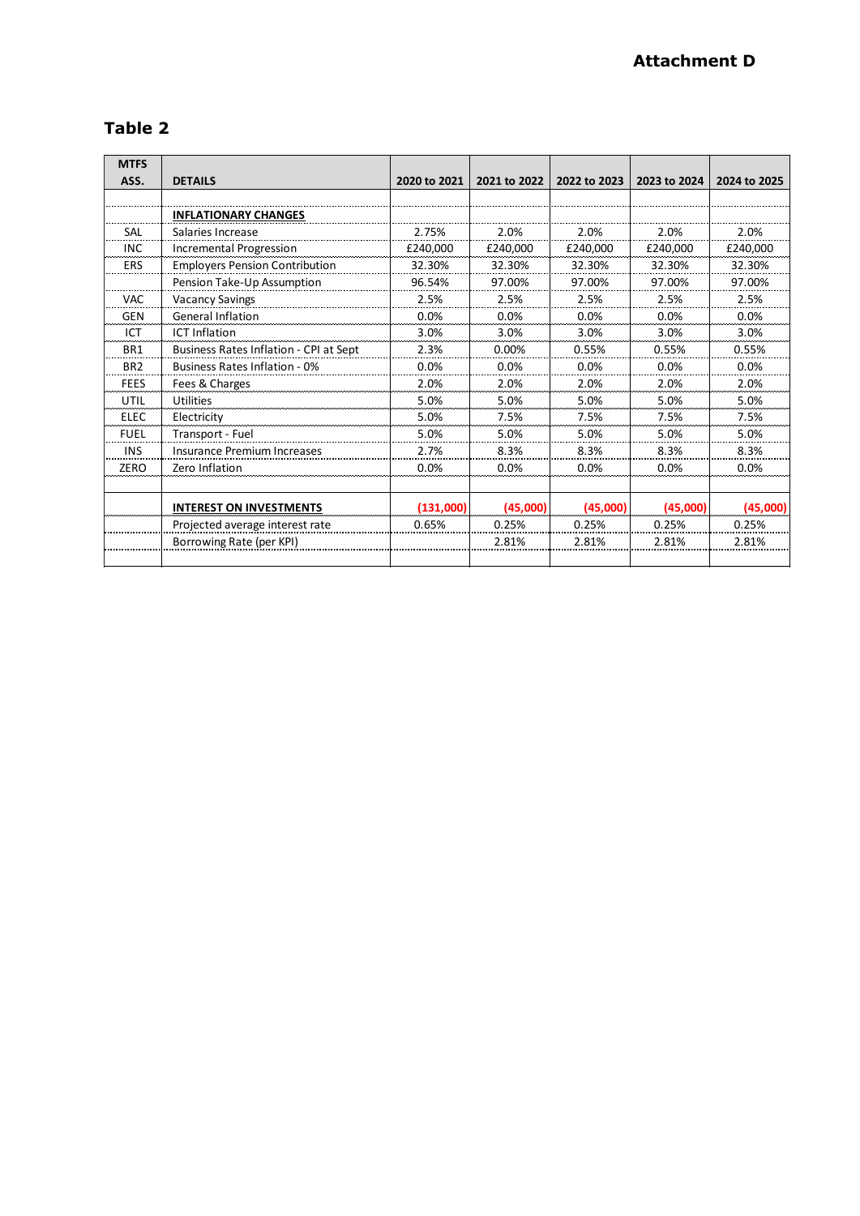**Attachment D**

## Table 2

| MTFS ASS. | DETAILS | 2020 to 2021 | 2021 to 2022 | 2022 to 2023 | 2023 to 2024 | 2024 to 2025 |
|---|---|---|---|---|---|---|
| | | | | | | |
| | **INFLATIONARY CHANGES** | | | | | |
| SAL | Salaries Increase | 2.75% | 2.0% | 2.0% | 2.0% | 2.0% |
| INC | Incremental Progression | £240,000 | £240,000 | £240,000 | £240,000 | £240,000 |
| ERS | Employers Pension Contribution | 32.30% | 32.30% | 32.30% | 32.30% | 32.30% |
| | Pension Take-Up Assumption | 96.54% | 97.00% | 97.00% | 97.00% | 97.00% |
| VAC | Vacancy Savings | 2.5% | 2.5% | 2.5% | 2.5% | 2.5% |
| GEN | General Inflation | 0.0% | 0.0% | 0.0% | 0.0% | 0.0% |
| ICT | ICT Inflation | 3.0% | 3.0% | 3.0% | 3.0% | 3.0% |
| BR1 | Business Rates Inflation - CPI at Sept | 2.3% | 0.00% | 0.55% | 0.55% | 0.55% |
| BR2 | Business Rates Inflation - 0% | 0.0% | 0.0% | 0.0% | 0.0% | 0.0% |
| FEES | Fees & Charges | 2.0% | 2.0% | 2.0% | 2.0% | 2.0% |
| UTIL | Utilities | 5.0% | 5.0% | 5.0% | 5.0% | 5.0% |
| ELEC | Electricity | 5.0% | 7.5% | 7.5% | 7.5% | 7.5% |
| FUEL | Transport - Fuel | 5.0% | 5.0% | 5.0% | 5.0% | 5.0% |
| INS | Insurance Premium Increases | 2.7% | 8.3% | 8.3% | 8.3% | 8.3% |
| ZERO | Zero Inflation | 0.0% | 0.0% | 0.0% | 0.0% | 0.0% |
| | | | | | | |
| | **INTEREST ON INVESTMENTS** | (131,000) | (45,000) | (45,000) | (45,000) | (45,000) |
| | Projected average interest rate | 0.65% | 0.25% | 0.25% | 0.25% | 0.25% |
| | Borrowing Rate (per KPI) | | 2.81% | 2.81% | 2.81% | 2.81% |
| | | | | | | |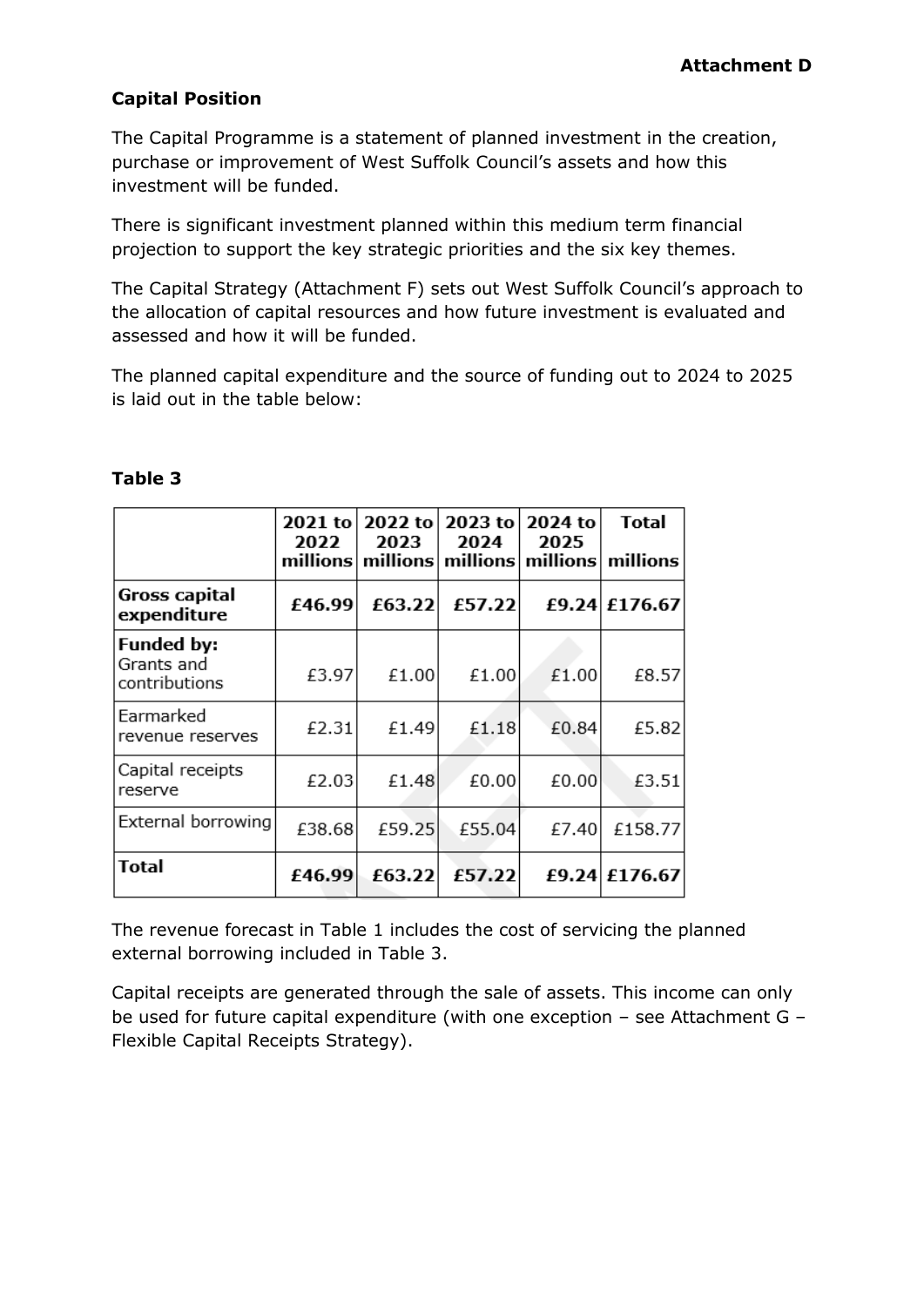**Attachment D**

**Capital Position**

The Capital Programme is a statement of planned investment in the creation, purchase or improvement of West Suffolk Council's assets and how this investment will be funded.

There is significant investment planned within this medium term financial projection to support the key strategic priorities and the six key themes.

The Capital Strategy (Attachment F) sets out West Suffolk Council's approach to the allocation of capital resources and how future investment is evaluated and assessed and how it will be funded.

The planned capital expenditure and the source of funding out to 2024 to 2025 is laid out in the table below:

**Table 3**

| | 2021 to 2022 millions | 2022 to 2023 millions | 2023 to 2024 millions | 2024 to 2025 millions | Total millions |
|---|---|---|---|---|---|
| **Gross capital expenditure** | **£46.99** | **£63.22** | **£57.22** | **£9.24** | **£176.67** |
| **Funded by:** Grants and contributions | £3.97 | £1.00 | £1.00 | £1.00 | £8.57 |
| Earmarked revenue reserves | £2.31 | £1.49 | £1.18 | £0.84 | £5.82 |
| Capital receipts reserve | £2.03 | £1.48 | £0.00 | £0.00 | £3.51 |
| External borrowing | £38.68 | £59.25 | £55.04 | £7.40 | £158.77 |
| **Total** | **£46.99** | **£63.22** | **£57.22** | **£9.24** | **£176.67** |

The revenue forecast in Table 1 includes the cost of servicing the planned external borrowing included in Table 3.

Capital receipts are generated through the sale of assets. This income can only be used for future capital expenditure (with one exception – see Attachment G – Flexible Capital Receipts Strategy).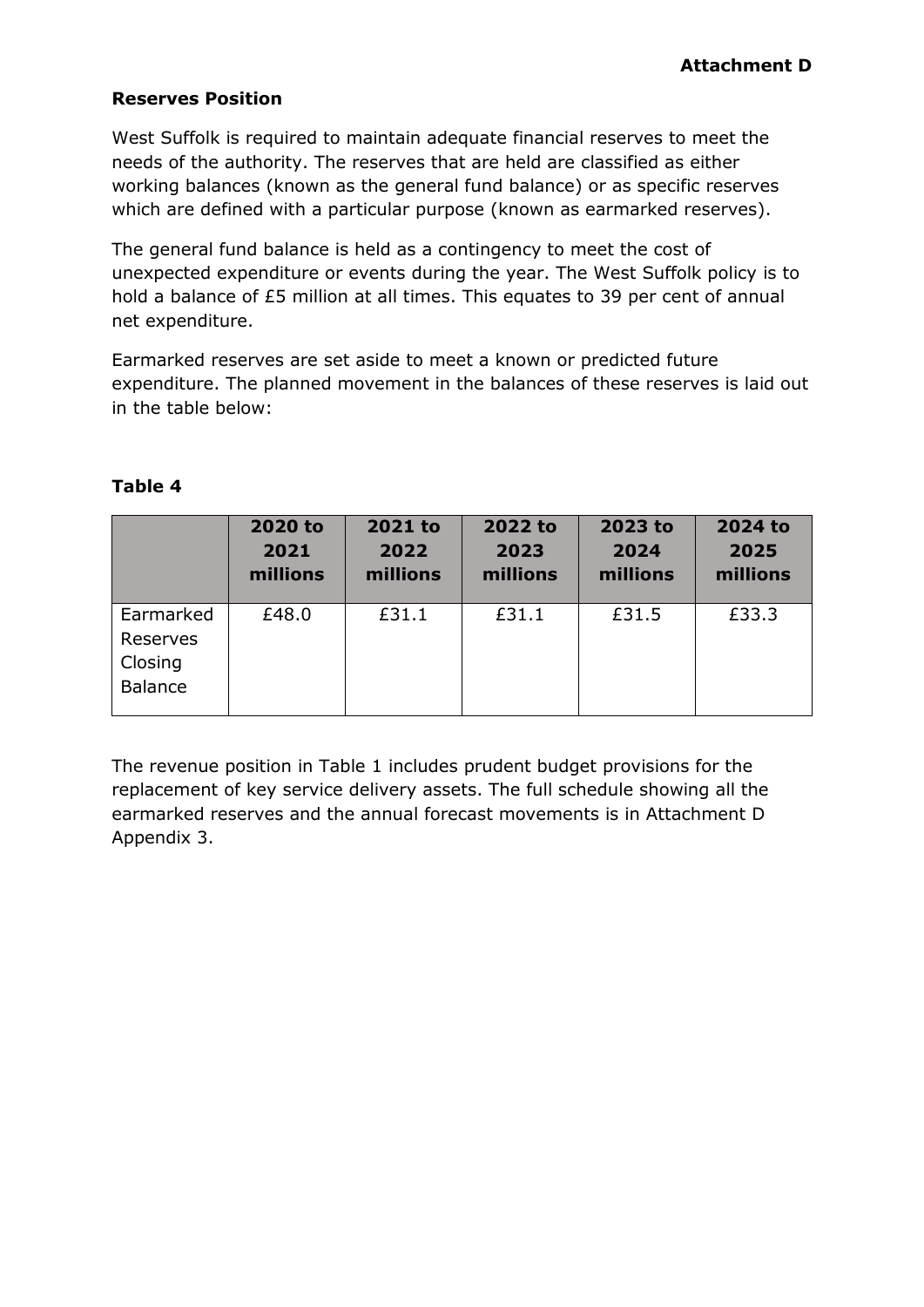**Attachment D**

## Reserves Position

West Suffolk is required to maintain adequate financial reserves to meet the needs of the authority. The reserves that are held are classified as either working balances (known as the general fund balance) or as specific reserves which are defined with a particular purpose (known as earmarked reserves).

The general fund balance is held as a contingency to meet the cost of unexpected expenditure or events during the year. The West Suffolk policy is to hold a balance of £5 million at all times. This equates to 39 per cent of annual net expenditure.

Earmarked reserves are set aside to meet a known or predicted future expenditure. The planned movement in the balances of these reserves is laid out in the table below:

### Table 4

| | 2020 to 2021 millions | 2021 to 2022 millions | 2022 to 2023 millions | 2023 to 2024 millions | 2024 to 2025 millions |
|---|---|---|---|---|---|
| Earmarked Reserves Closing Balance | £48.0 | £31.1 | £31.1 | £31.5 | £33.3 |

The revenue position in Table 1 includes prudent budget provisions for the replacement of key service delivery assets. The full schedule showing all the earmarked reserves and the annual forecast movements is in Attachment D Appendix 3.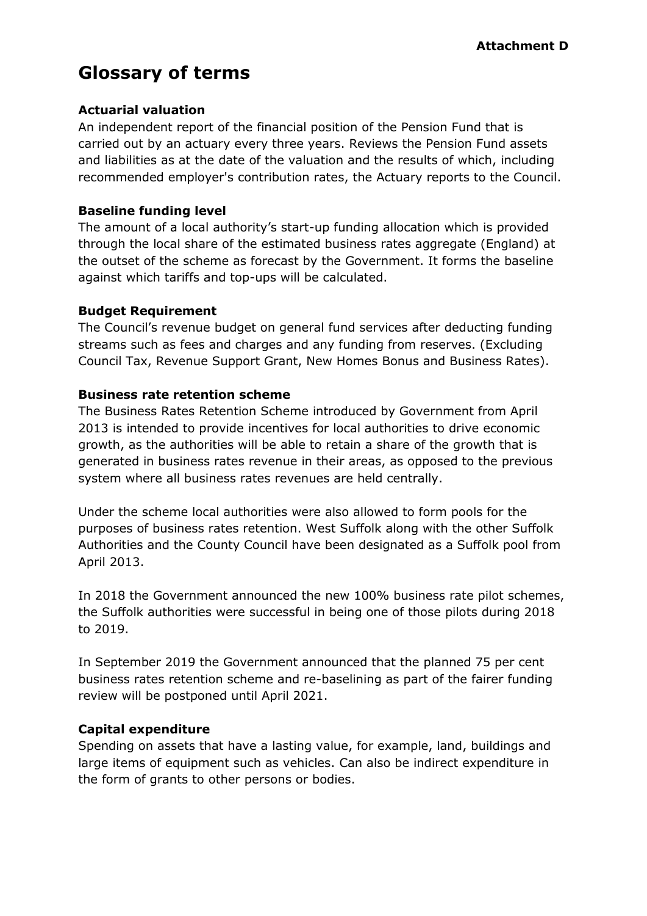**Attachment D**

# Glossary of terms

### Actuarial valuation

An independent report of the financial position of the Pension Fund that is carried out by an actuary every three years. Reviews the Pension Fund assets and liabilities as at the date of the valuation and the results of which, including recommended employer's contribution rates, the Actuary reports to the Council.

### Baseline funding level

The amount of a local authority's start-up funding allocation which is provided through the local share of the estimated business rates aggregate (England) at the outset of the scheme as forecast by the Government. It forms the baseline against which tariffs and top-ups will be calculated.

### Budget Requirement

The Council's revenue budget on general fund services after deducting funding streams such as fees and charges and any funding from reserves. (Excluding Council Tax, Revenue Support Grant, New Homes Bonus and Business Rates).

### Business rate retention scheme

The Business Rates Retention Scheme introduced by Government from April 2013 is intended to provide incentives for local authorities to drive economic growth, as the authorities will be able to retain a share of the growth that is generated in business rates revenue in their areas, as opposed to the previous system where all business rates revenues are held centrally.

Under the scheme local authorities were also allowed to form pools for the purposes of business rates retention. West Suffolk along with the other Suffolk Authorities and the County Council have been designated as a Suffolk pool from April 2013.

In 2018 the Government announced the new 100% business rate pilot schemes, the Suffolk authorities were successful in being one of those pilots during 2018 to 2019.

In September 2019 the Government announced that the planned 75 per cent business rates retention scheme and re-baselining as part of the fairer funding review will be postponed until April 2021.

### Capital expenditure

Spending on assets that have a lasting value, for example, land, buildings and large items of equipment such as vehicles. Can also be indirect expenditure in the form of grants to other persons or bodies.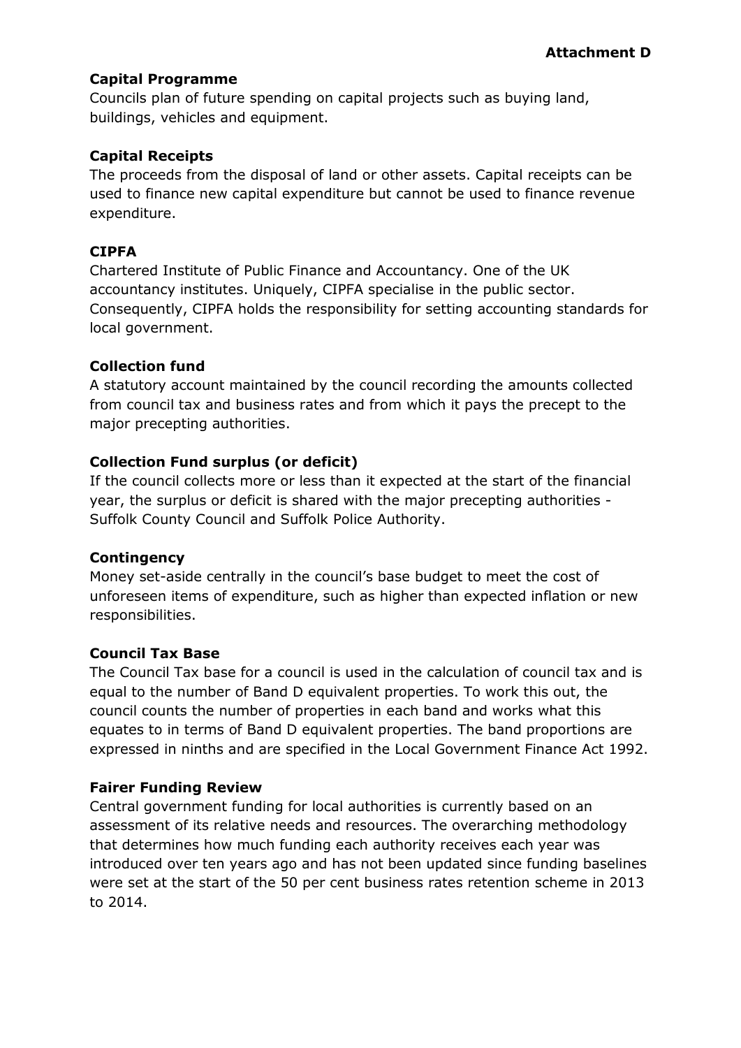**Attachment D**

**Capital Programme**
Councils plan of future spending on capital projects such as buying land, buildings, vehicles and equipment.

**Capital Receipts**
The proceeds from the disposal of land or other assets. Capital receipts can be used to finance new capital expenditure but cannot be used to finance revenue expenditure.

**CIPFA**
Chartered Institute of Public Finance and Accountancy. One of the UK accountancy institutes. Uniquely, CIPFA specialise in the public sector. Consequently, CIPFA holds the responsibility for setting accounting standards for local government.

**Collection fund**
A statutory account maintained by the council recording the amounts collected from council tax and business rates and from which it pays the precept to the major precepting authorities.

**Collection Fund surplus (or deficit)**
If the council collects more or less than it expected at the start of the financial year, the surplus or deficit is shared with the major precepting authorities - Suffolk County Council and Suffolk Police Authority.

**Contingency**
Money set-aside centrally in the council's base budget to meet the cost of unforeseen items of expenditure, such as higher than expected inflation or new responsibilities.

**Council Tax Base**
The Council Tax base for a council is used in the calculation of council tax and is equal to the number of Band D equivalent properties. To work this out, the council counts the number of properties in each band and works what this equates to in terms of Band D equivalent properties. The band proportions are expressed in ninths and are specified in the Local Government Finance Act 1992.

**Fairer Funding Review**
Central government funding for local authorities is currently based on an assessment of its relative needs and resources. The overarching methodology that determines how much funding each authority receives each year was introduced over ten years ago and has not been updated since funding baselines were set at the start of the 50 per cent business rates retention scheme in 2013 to 2014.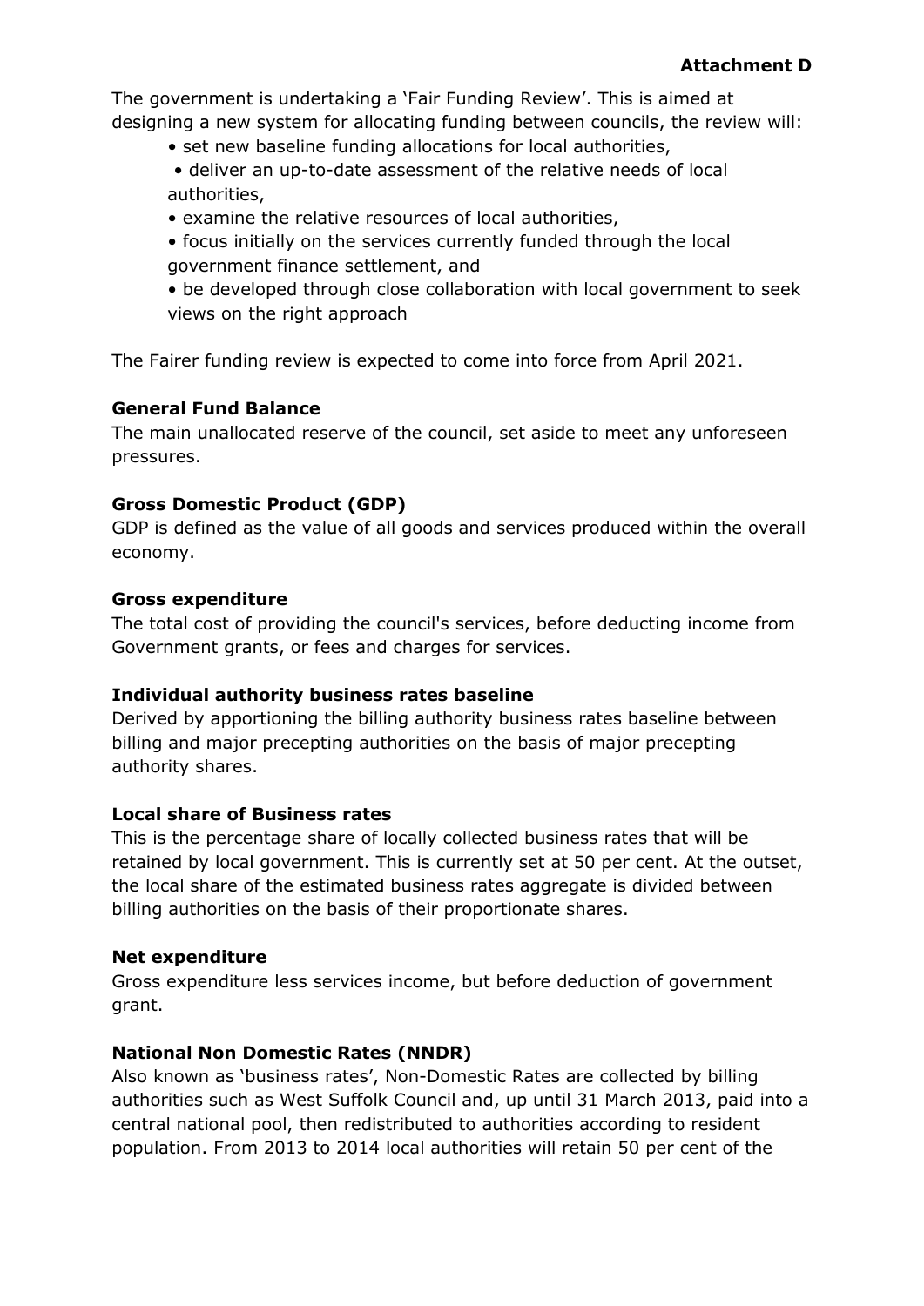**Attachment D**

The government is undertaking a 'Fair Funding Review'. This is aimed at designing a new system for allocating funding between councils, the review will:

- set new baseline funding allocations for local authorities,
- deliver an up-to-date assessment of the relative needs of local authorities,
- examine the relative resources of local authorities,
- focus initially on the services currently funded through the local government finance settlement, and
- be developed through close collaboration with local government to seek views on the right approach

The Fairer funding review is expected to come into force from April 2021.

**General Fund Balance**
The main unallocated reserve of the council, set aside to meet any unforeseen pressures.

**Gross Domestic Product (GDP)**
GDP is defined as the value of all goods and services produced within the overall economy.

**Gross expenditure**
The total cost of providing the council's services, before deducting income from Government grants, or fees and charges for services.

**Individual authority business rates baseline**
Derived by apportioning the billing authority business rates baseline between billing and major precepting authorities on the basis of major precepting authority shares.

**Local share of Business rates**
This is the percentage share of locally collected business rates that will be retained by local government. This is currently set at 50 per cent. At the outset, the local share of the estimated business rates aggregate is divided between billing authorities on the basis of their proportionate shares.

**Net expenditure**
Gross expenditure less services income, but before deduction of government grant.

**National Non Domestic Rates (NNDR)**
Also known as 'business rates', Non-Domestic Rates are collected by billing authorities such as West Suffolk Council and, up until 31 March 2013, paid into a central national pool, then redistributed to authorities according to resident population. From 2013 to 2014 local authorities will retain 50 per cent of the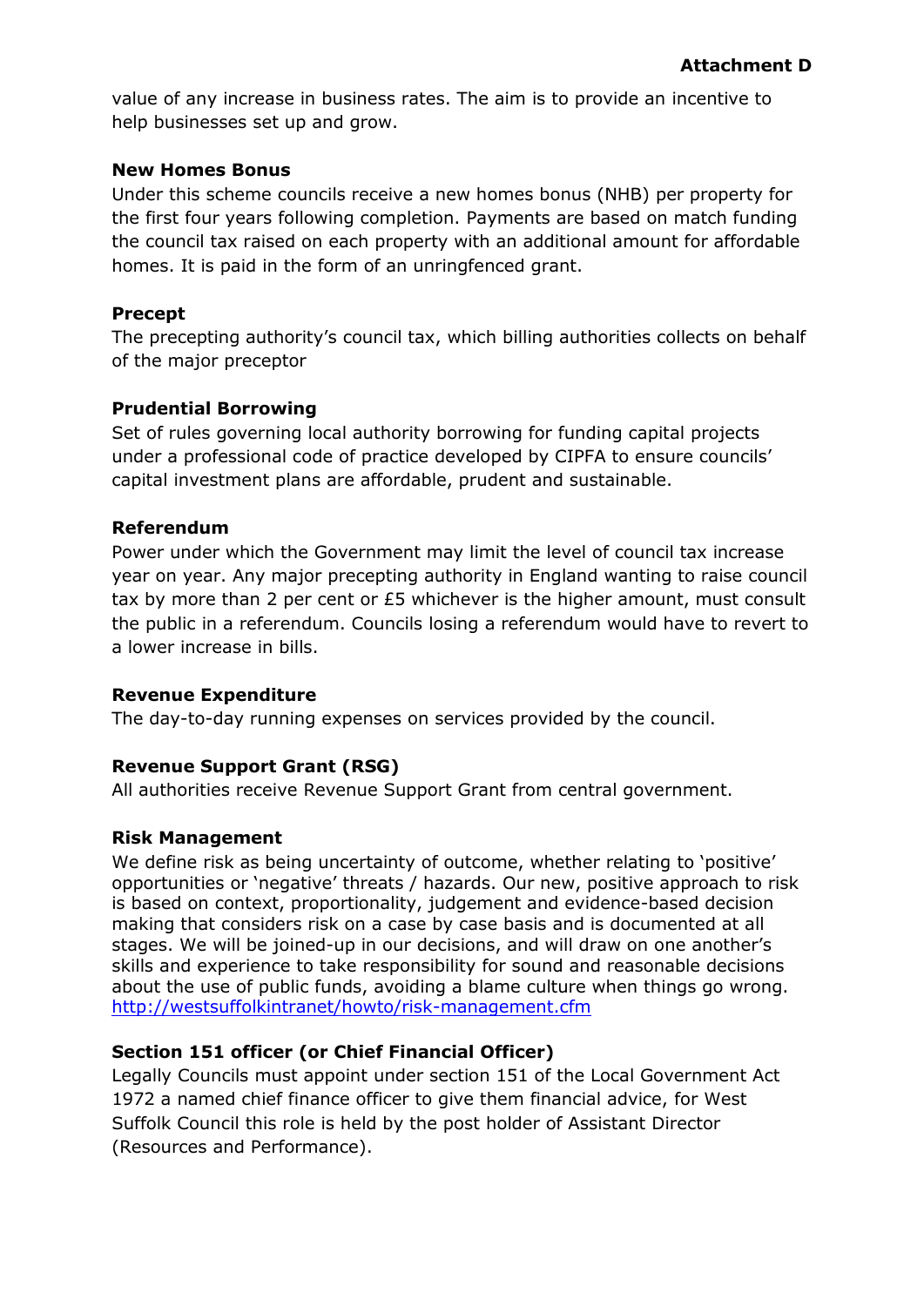value of any increase in business rates. The aim is to provide an incentive to help businesses set up and grow.

**New Homes Bonus**
Under this scheme councils receive a new homes bonus (NHB) per property for the first four years following completion. Payments are based on match funding the council tax raised on each property with an additional amount for affordable homes. It is paid in the form of an unringfenced grant.

**Precept**
The precepting authority's council tax, which billing authorities collects on behalf of the major preceptor

**Prudential Borrowing**
Set of rules governing local authority borrowing for funding capital projects under a professional code of practice developed by CIPFA to ensure councils' capital investment plans are affordable, prudent and sustainable.

**Referendum**
Power under which the Government may limit the level of council tax increase year on year. Any major precepting authority in England wanting to raise council tax by more than 2 per cent or £5 whichever is the higher amount, must consult the public in a referendum. Councils losing a referendum would have to revert to a lower increase in bills.

**Revenue Expenditure**
The day-to-day running expenses on services provided by the council.

**Revenue Support Grant (RSG)**
All authorities receive Revenue Support Grant from central government.

**Risk Management**
We define risk as being uncertainty of outcome, whether relating to 'positive' opportunities or 'negative' threats / hazards. Our new, positive approach to risk is based on context, proportionality, judgement and evidence-based decision making that considers risk on a case by case basis and is documented at all stages. We will be joined-up in our decisions, and will draw on one another's skills and experience to take responsibility for sound and reasonable decisions about the use of public funds, avoiding a blame culture when things go wrong.
http://westsuffolkintranet/howto/risk-management.cfm

**Section 151 officer (or Chief Financial Officer)**
Legally Councils must appoint under section 151 of the Local Government Act 1972 a named chief finance officer to give them financial advice, for West Suffolk Council this role is held by the post holder of Assistant Director (Resources and Performance).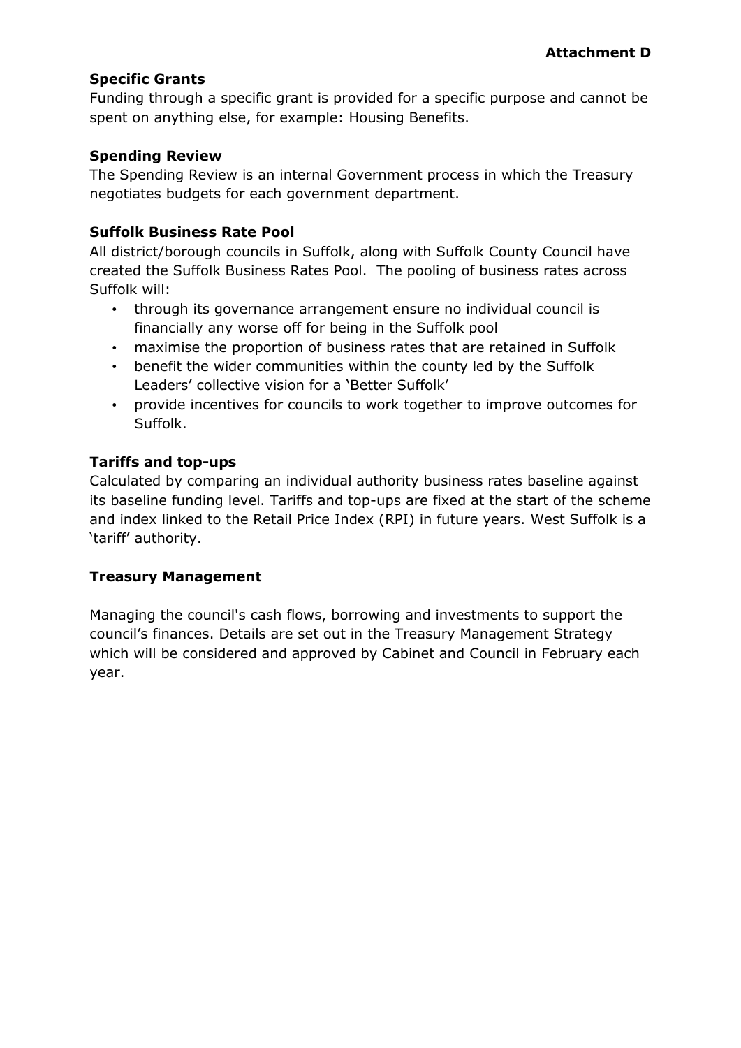**Attachment D**

**Specific Grants**

Funding through a specific grant is provided for a specific purpose and cannot be spent on anything else, for example: Housing Benefits.

**Spending Review**

The Spending Review is an internal Government process in which the Treasury negotiates budgets for each government department.

**Suffolk Business Rate Pool**

All district/borough councils in Suffolk, along with Suffolk County Council have created the Suffolk Business Rates Pool. The pooling of business rates across Suffolk will:

- through its governance arrangement ensure no individual council is financially any worse off for being in the Suffolk pool
- maximise the proportion of business rates that are retained in Suffolk
- benefit the wider communities within the county led by the Suffolk Leaders' collective vision for a 'Better Suffolk'
- provide incentives for councils to work together to improve outcomes for Suffolk.

**Tariffs and top-ups**

Calculated by comparing an individual authority business rates baseline against its baseline funding level. Tariffs and top-ups are fixed at the start of the scheme and index linked to the Retail Price Index (RPI) in future years. West Suffolk is a 'tariff' authority.

**Treasury Management**

Managing the council's cash flows, borrowing and investments to support the council's finances. Details are set out in the Treasury Management Strategy which will be considered and approved by Cabinet and Council in February each year.